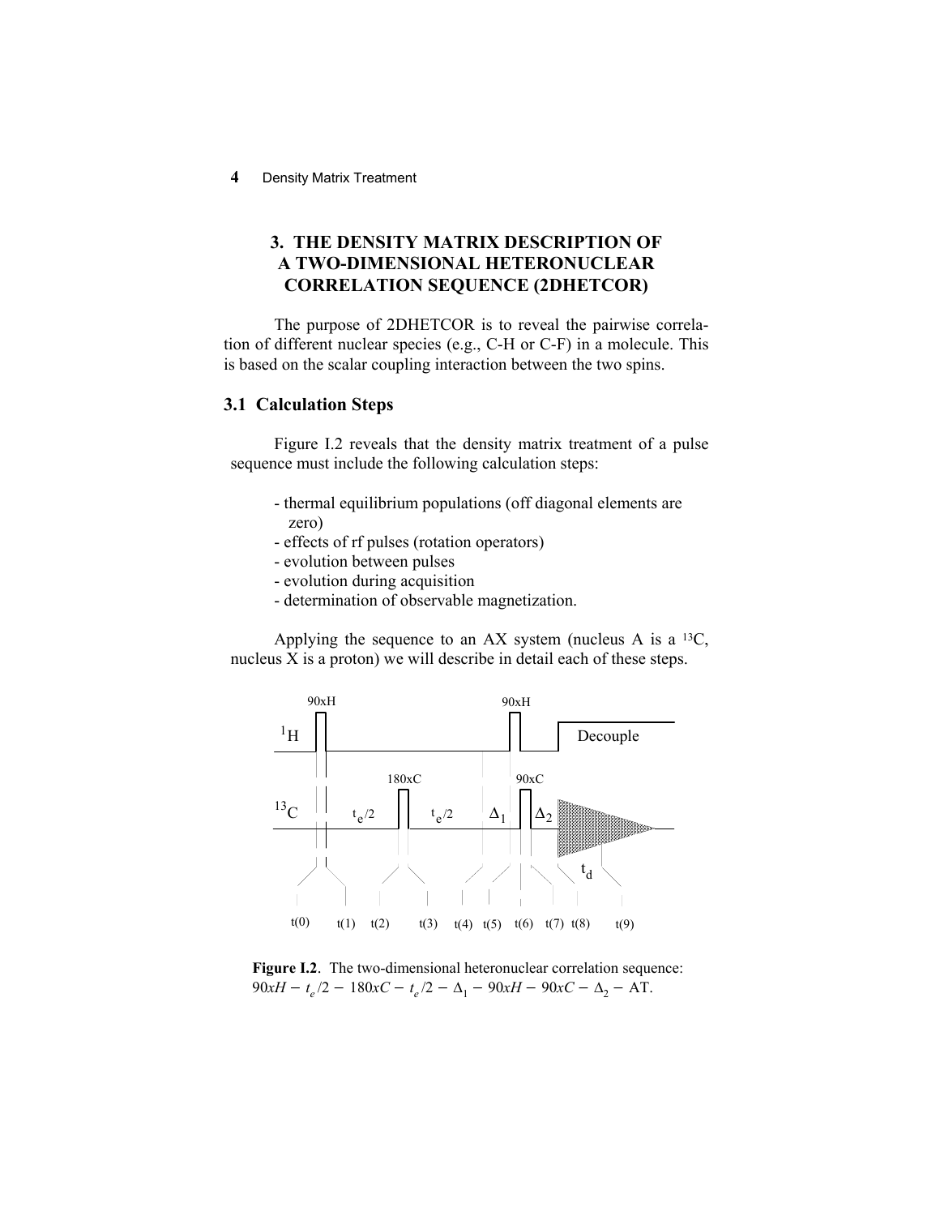## 3. THE DENSITY MATRIX DESCRIPTION OF A TWO-DIMENSIONAL HETERONUCLEAR CORRELATION SEQUENCE (2DHETCOR)

The purpose of 2DHETCOR is to reveal the pairwise correlation of different nuclear species (e.g., C-H or C-F) in a molecule. This is based on the scalar coupling interaction between the two spins.

### 3.1 Calculation Steps

Figure I.2 reveals that the density matrix treatment of a pulse sequence must include the following calculation steps:

- thermal equilibrium populations (off diagonal elements are zero)
- effects of rf pulses (rotation operators)
- evolution between pulses
- evolution during acquisition
- determination of observable magnetization.

Applying the sequence to an AX system (nucleus A is a $^{13}C$, nucleus X is a proton) we will describe in detail each of these steps.

**Figure I.2**. The two-dimensional heteronuclear correlation sequence: $90xH - t_e/2 - 180xC - t_e/2 - \Delta_1 - 90xH - 90xC - \Delta_2 -$ AT.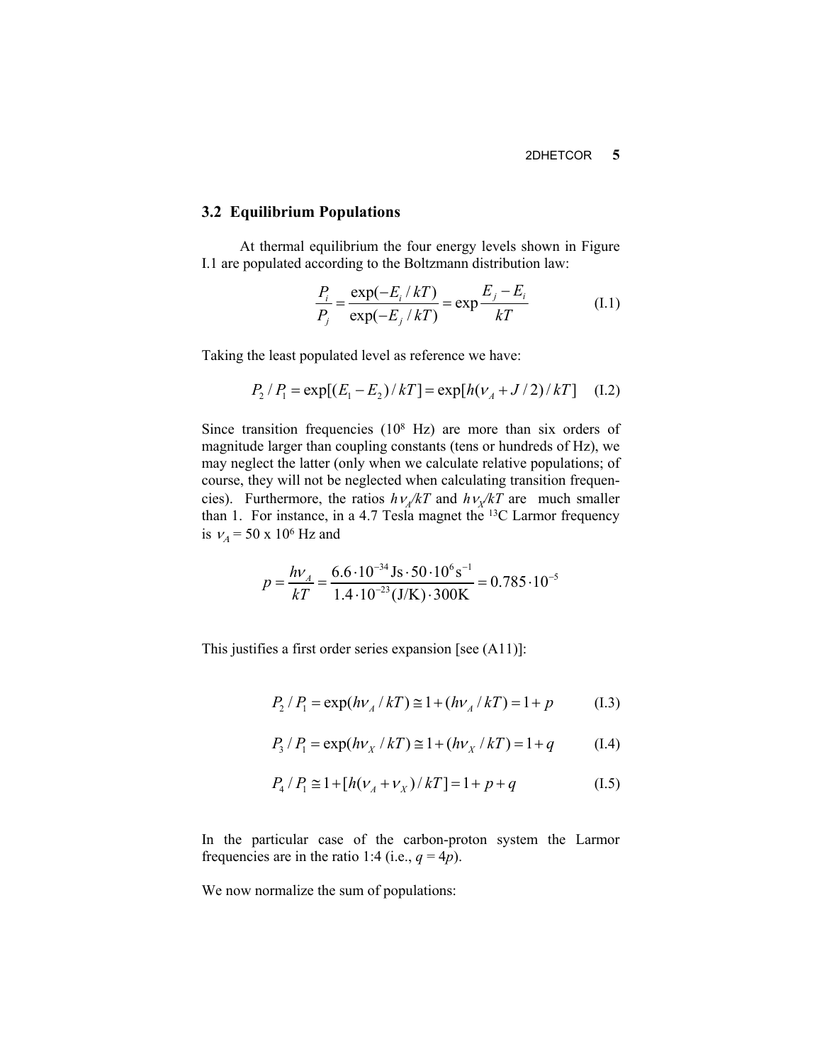### 3.2 Equilibrium Populations

At thermal equilibrium the four energy levels shown in Figure I.1 are populated according to the Boltzmann distribution law:

$$\frac{P_i}{P_j} = \frac{\exp(-E_i / kT)}{\exp(-E_j / kT)} = \exp\frac{E_j - E_i}{kT} \qquad \text{(I.1)}$$

Taking the least populated level as reference we have:

$$P_2 / P_1 = \exp[(E_1 - E_2)/kT] = \exp[h(\nu_A + J/2)/kT] \qquad \text{(I.2)}$$

Since transition frequencies ($10^8$ Hz) are more than six orders of magnitude larger than coupling constants (tens or hundreds of Hz), we may neglect the latter (only when we calculate relative populations; of course, they will not be neglected when calculating transition frequencies). Furthermore, the ratios $h\nu_A/kT$ and $h\nu_X/kT$ are much smaller than 1. For instance, in a 4.7 Tesla magnet the $^{13}$C Larmor frequency is $\nu_A = 50 \times 10^6$ Hz and

$$p = \frac{h\nu_A}{kT} = \frac{6.6 \cdot 10^{-34}\,\text{Js} \cdot 50 \cdot 10^6\,\text{s}^{-1}}{1.4 \cdot 10^{-23}\,\text{(J/K)} \cdot 300\text{K}} = 0.785 \cdot 10^{-5}$$

This justifies a first order series expansion [see (A11)]:

$$P_2 / P_1 = \exp(h\nu_A / kT) \cong 1 + (h\nu_A / kT) = 1 + p \qquad \text{(I.3)}$$

$$P_3 / P_1 = \exp(h\nu_X / kT) \cong 1 + (h\nu_X / kT) = 1 + q \qquad \text{(I.4)}$$

$$P_4 / P_1 \cong 1 + [h(\nu_A + \nu_X)/kT] = 1 + p + q \qquad \text{(I.5)}$$

In the particular case of the carbon-proton system the Larmor frequencies are in the ratio 1:4 (i.e., $q = 4p$).

We now normalize the sum of populations: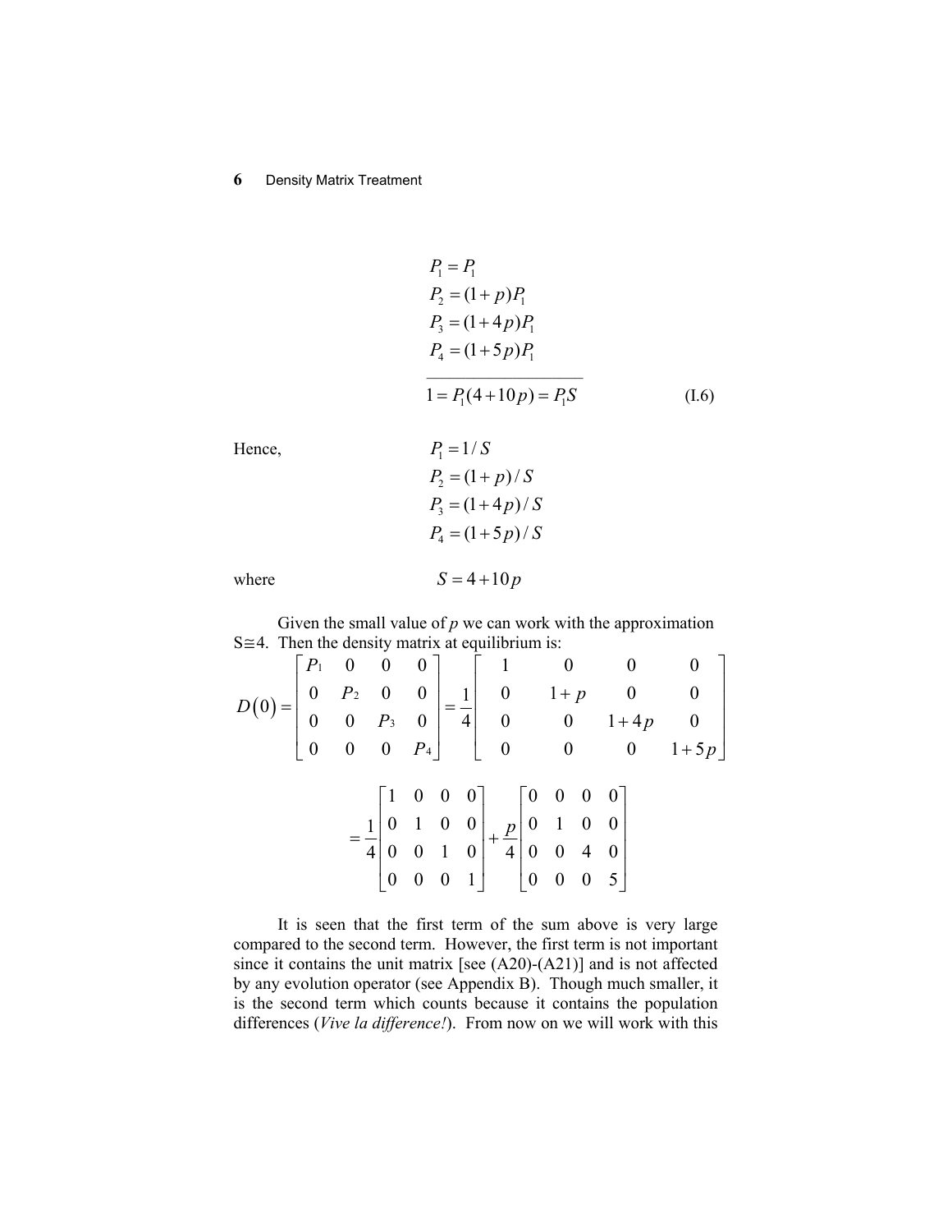$$
\begin{aligned}
P_1 &= P_1 \\
P_2 &= (1+p)P_1 \\
P_3 &= (1+4p)P_1 \\
P_4 &= (1+5p)P_1 \\
\hline
1 &= P_1(4+10p) = P_1 S
\end{aligned}
\tag{I.6}
$$

Hence,

$$
\begin{aligned}
P_1 &= 1/S \\
P_2 &= (1+p)/S \\
P_3 &= (1+4p)/S \\
P_4 &= (1+5p)/S
\end{aligned}
$$

where

$$
S = 4 + 10p
$$

Given the small value of $p$ we can work with the approximation $S \cong 4$. Then the density matrix at equilibrium is:

$$
D(0) = \begin{bmatrix} P_1 & 0 & 0 & 0 \\ 0 & P_2 & 0 & 0 \\ 0 & 0 & P_3 & 0 \\ 0 & 0 & 0 & P_4 \end{bmatrix} = \frac{1}{4}\begin{bmatrix} 1 & 0 & 0 & 0 \\ 0 & 1+p & 0 & 0 \\ 0 & 0 & 1+4p & 0 \\ 0 & 0 & 0 & 1+5p \end{bmatrix}
$$

$$
= \frac{1}{4}\begin{bmatrix} 1 & 0 & 0 & 0 \\ 0 & 1 & 0 & 0 \\ 0 & 0 & 1 & 0 \\ 0 & 0 & 0 & 1 \end{bmatrix} + \frac{p}{4}\begin{bmatrix} 0 & 0 & 0 & 0 \\ 0 & 1 & 0 & 0 \\ 0 & 0 & 4 & 0 \\ 0 & 0 & 0 & 5 \end{bmatrix}
$$

It is seen that the first term of the sum above is very large compared to the second term. However, the first term is not important since it contains the unit matrix [see (A20)-(A21)] and is not affected by any evolution operator (see Appendix B). Though much smaller, it is the second term which counts because it contains the population differences (*Vive la difference!*). From now on we will work with this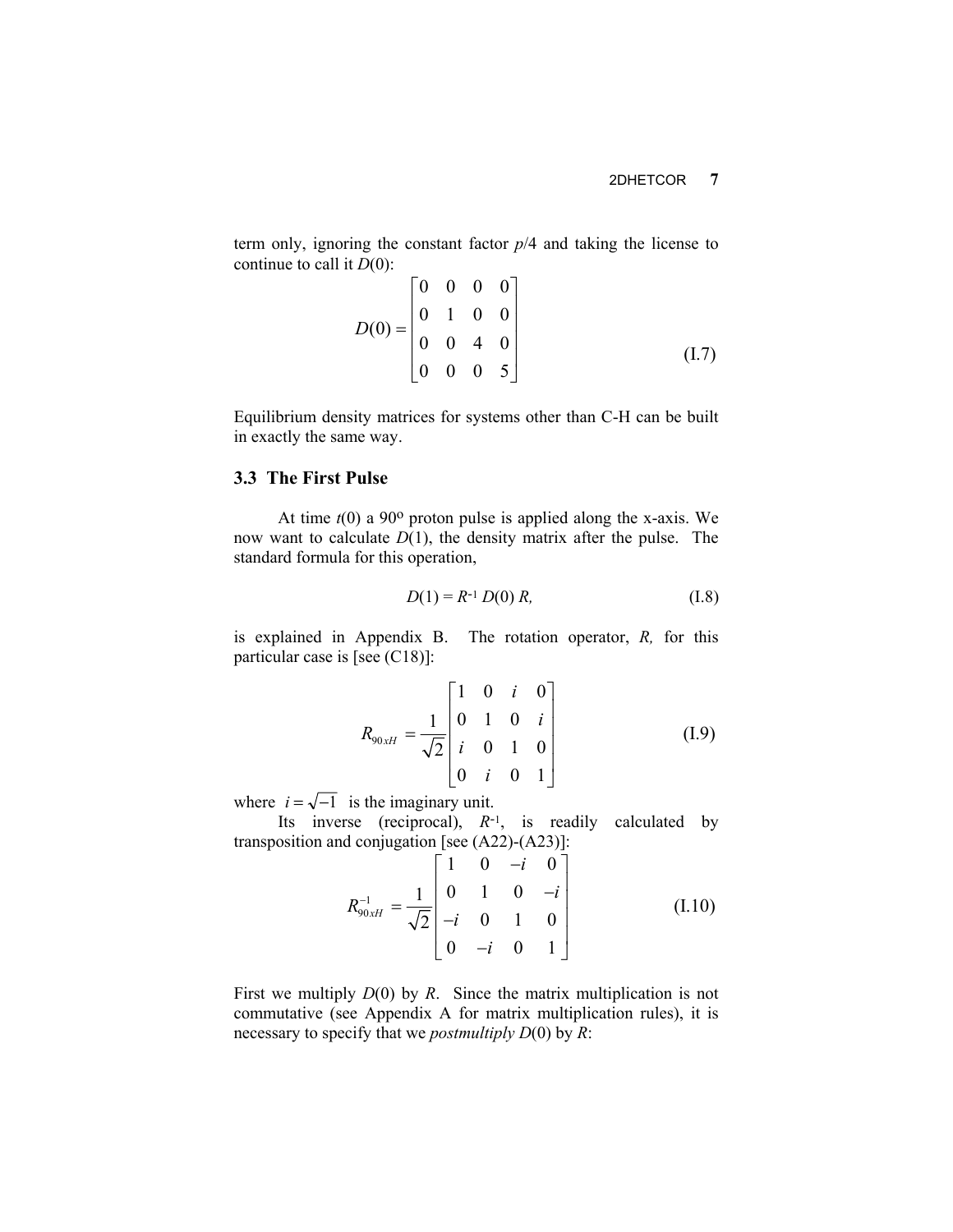term only, ignoring the constant factor $p/4$ and taking the license to continue to call it $D(0)$:

$$D(0) = \begin{bmatrix} 0 & 0 & 0 & 0 \\ 0 & 1 & 0 & 0 \\ 0 & 0 & 4 & 0 \\ 0 & 0 & 0 & 5 \end{bmatrix} \tag{I.7}$$

Equilibrium density matrices for systems other than C-H can be built in exactly the same way.

### 3.3 The First Pulse

At time $t(0)$ a 90º proton pulse is applied along the x-axis. We now want to calculate $D(1)$, the density matrix after the pulse. The standard formula for this operation,

$$D(1) = R^{-1}\, D(0)\, R, \tag{I.8}$$

is explained in Appendix B. The rotation operator, $R$, for this particular case is [see (C18)]:

$$R_{90xH} = \frac{1}{\sqrt{2}} \begin{bmatrix} 1 & 0 & i & 0 \\ 0 & 1 & 0 & i \\ i & 0 & 1 & 0 \\ 0 & i & 0 & 1 \end{bmatrix} \tag{I.9}$$

where $i = \sqrt{-1}$ is the imaginary unit.

Its inverse (reciprocal), $R^{-1}$, is readily calculated by transposition and conjugation [see (A22)-(A23)]:

$$R_{90xH}^{-1} = \frac{1}{\sqrt{2}} \begin{bmatrix} 1 & 0 & -i & 0 \\ 0 & 1 & 0 & -i \\ -i & 0 & 1 & 0 \\ 0 & -i & 0 & 1 \end{bmatrix} \tag{I.10}$$

First we multiply $D(0)$ by $R$. Since the matrix multiplication is not commutative (see Appendix A for matrix multiplication rules), it is necessary to specify that we *postmultiply* $D(0)$ by $R$: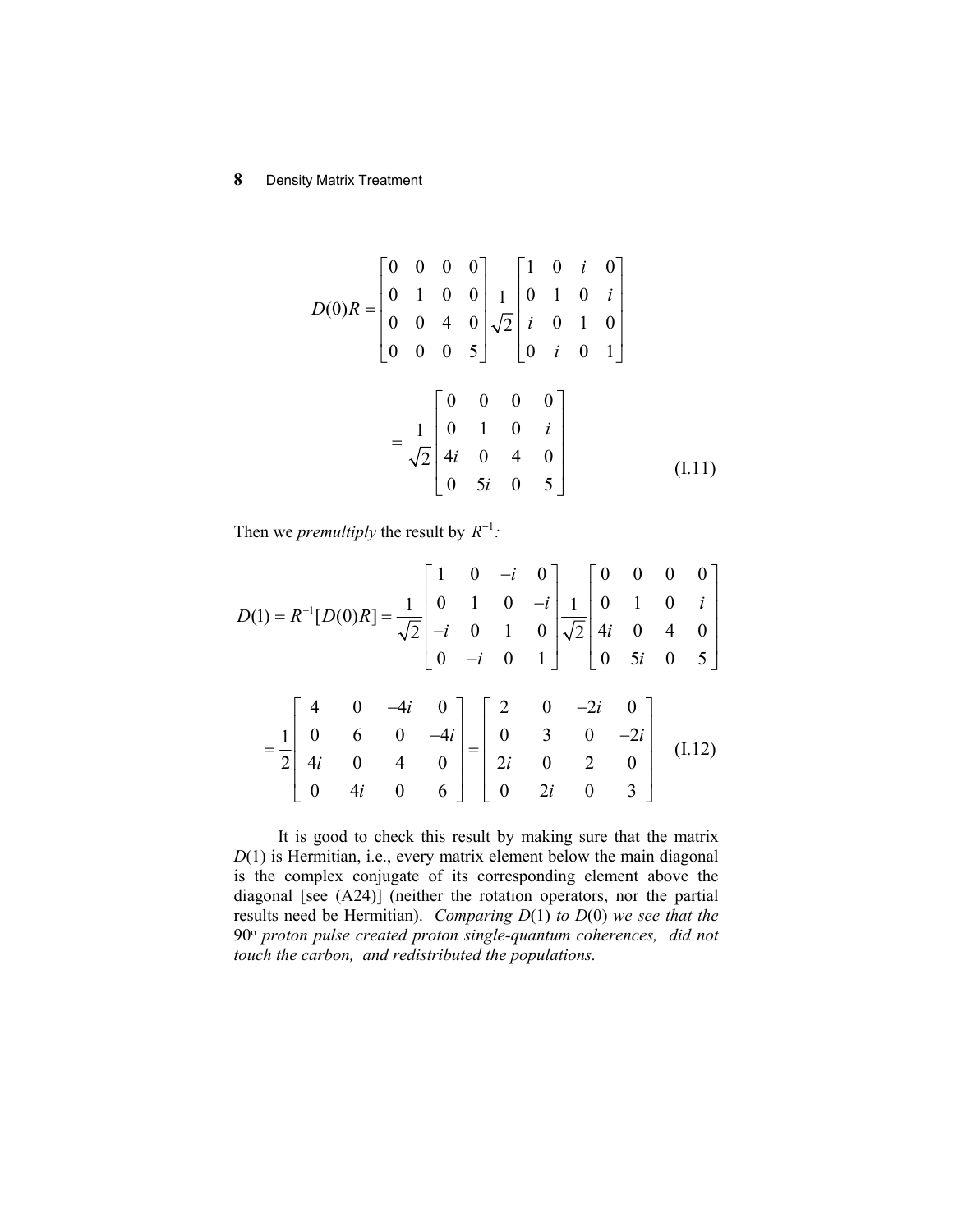$$D(0)R = \begin{bmatrix} 0 & 0 & 0 & 0 \\ 0 & 1 & 0 & 0 \\ 0 & 0 & 4 & 0 \\ 0 & 0 & 0 & 5 \end{bmatrix} \frac{1}{\sqrt{2}} \begin{bmatrix} 1 & 0 & i & 0 \\ 0 & 1 & 0 & i \\ i & 0 & 1 & 0 \\ 0 & i & 0 & 1 \end{bmatrix}$$

$$= \frac{1}{\sqrt{2}} \begin{bmatrix} 0 & 0 & 0 & 0 \\ 0 & 1 & 0 & i \\ 4i & 0 & 4 & 0 \\ 0 & 5i & 0 & 5 \end{bmatrix} \tag{I.11}$$

Then we *premultiply* the result by $R^{-1}$:

$$D(1) = R^{-1}[D(0)R] = \frac{1}{\sqrt{2}} \begin{bmatrix} 1 & 0 & -i & 0 \\ 0 & 1 & 0 & -i \\ -i & 0 & 1 & 0 \\ 0 & -i & 0 & 1 \end{bmatrix} \frac{1}{\sqrt{2}} \begin{bmatrix} 0 & 0 & 0 & 0 \\ 0 & 1 & 0 & i \\ 4i & 0 & 4 & 0 \\ 0 & 5i & 0 & 5 \end{bmatrix}$$

$$= \frac{1}{2} \begin{bmatrix} 4 & 0 & -4i & 0 \\ 0 & 6 & 0 & -4i \\ 4i & 0 & 4 & 0 \\ 0 & 4i & 0 & 6 \end{bmatrix} = \begin{bmatrix} 2 & 0 & -2i & 0 \\ 0 & 3 & 0 & -2i \\ 2i & 0 & 2 & 0 \\ 0 & 2i & 0 & 3 \end{bmatrix} \tag{I.12}$$

It is good to check this result by making sure that the matrix $D(1)$ is Hermitian, i.e., every matrix element below the main diagonal is the complex conjugate of its corresponding element above the diagonal [see (A24)] (neither the rotation operators, nor the partial results need be Hermitian). *Comparing $D(1)$ to $D(0)$ we see that the $90^o$ proton pulse created proton single-quantum coherences, did not touch the carbon, and redistributed the populations.*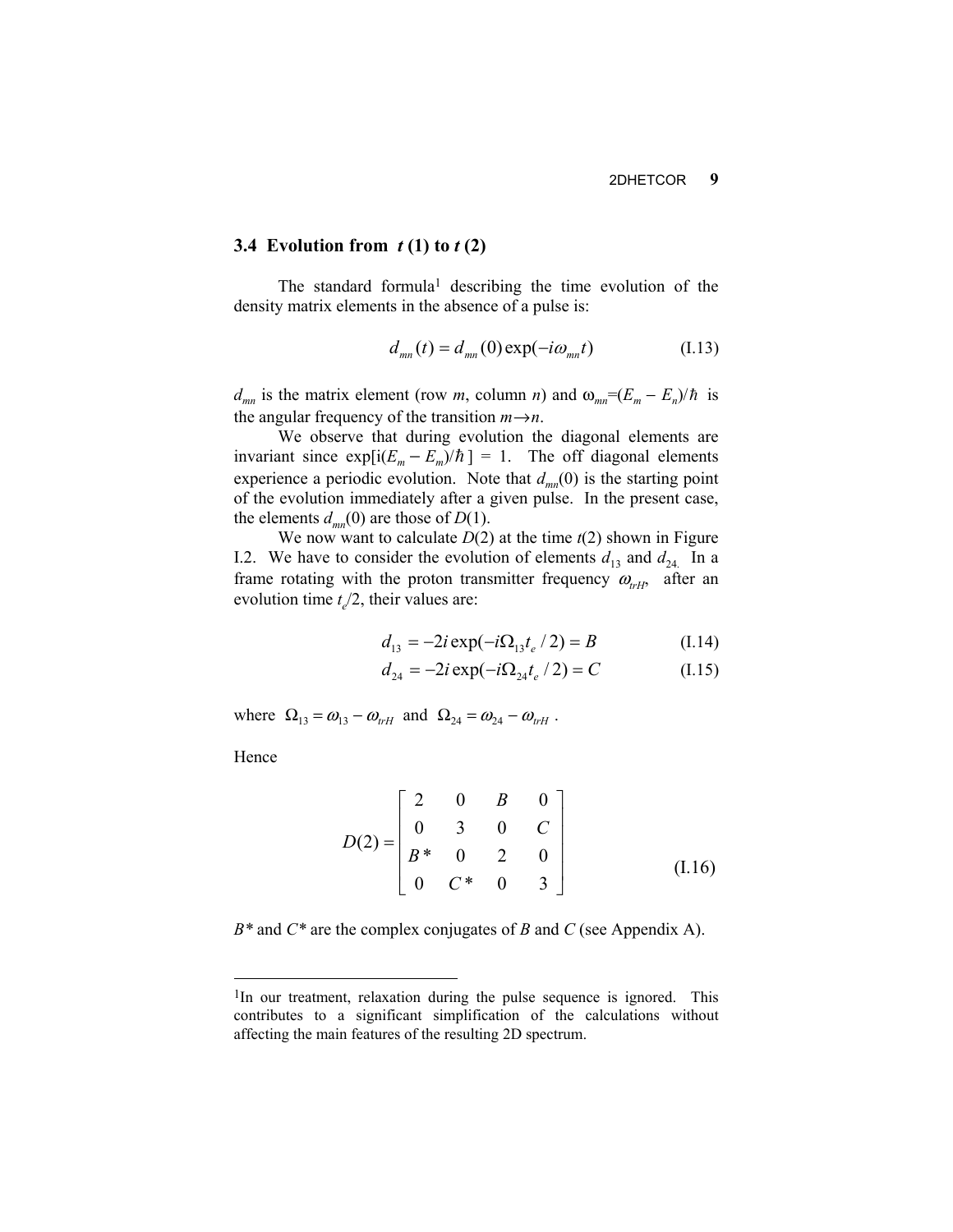## 3.4 Evolution from *t* (1) to *t* (2)

The standard formula[1] describing the time evolution of the density matrix elements in the absence of a pulse is:

$$d_{mn}(t) = d_{mn}(0)\exp(-i\omega_{mn}t) \qquad \text{(I.13)}$$

$d_{mn}$ is the matrix element (row $m$, column $n$) and $\omega_{mn}=(E_m - E_n)/\hbar$ is the angular frequency of the transition $m \rightarrow n$.

We observe that during evolution the diagonal elements are invariant since $\exp[i(E_m - E_m)/\hbar] = 1$. The off diagonal elements experience a periodic evolution. Note that $d_{mn}(0)$ is the starting point of the evolution immediately after a given pulse. In the present case, the elements $d_{mn}(0)$ are those of $D(1)$.

We now want to calculate $D(2)$ at the time $t(2)$ shown in Figure I.2. We have to consider the evolution of elements $d_{13}$ and $d_{24}$. In a frame rotating with the proton transmitter frequency $\omega_{trH}$, after an evolution time $t_e/2$, their values are:

$$d_{13} = -2i\exp(-i\Omega_{13}t_e/2) = B \qquad \text{(I.14)}$$

$$d_{24} = -2i\exp(-i\Omega_{24}t_e/2) = C \qquad \text{(I.15)}$$

where $\Omega_{13} = \omega_{13} - \omega_{trH}$ and $\Omega_{24} = \omega_{24} - \omega_{trH}$ .

Hence

$$D(2) = \begin{bmatrix} 2 & 0 & B & 0 \\ 0 & 3 & 0 & C \\ B^* & 0 & 2 & 0 \\ 0 & C^* & 0 & 3 \end{bmatrix} \qquad \text{(I.16)}$$

$B^*$ and $C^*$ are the complex conjugates of $B$ and $C$ (see Appendix A).

---

[1]In our treatment, relaxation during the pulse sequence is ignored. This contributes to a significant simplification of the calculations without affecting the main features of the resulting 2D spectrum.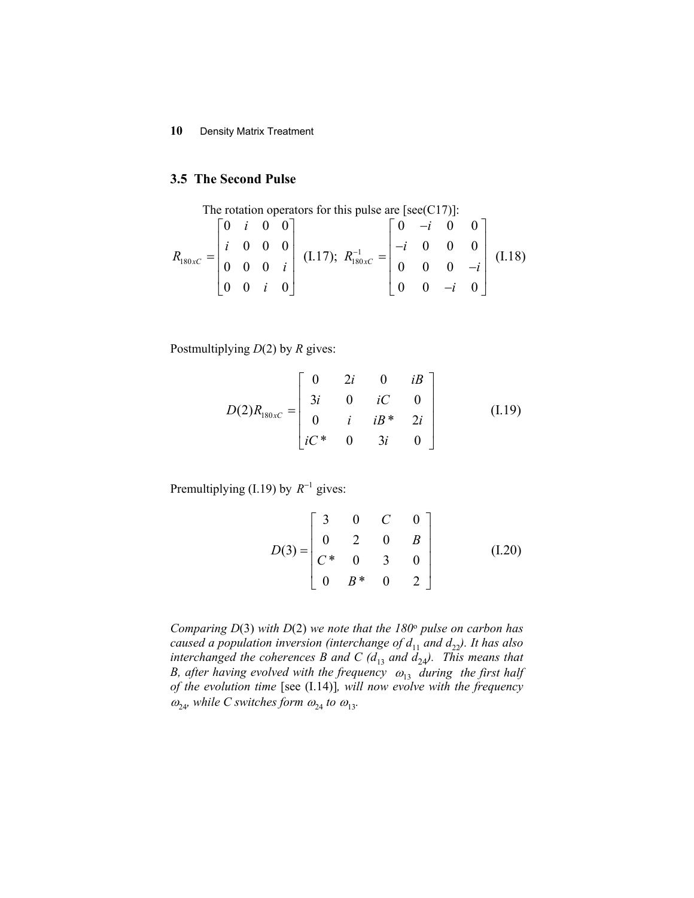### 3.5 The Second Pulse

The rotation operators for this pulse are [see(C17)]:

$$R_{180xC} = \begin{bmatrix} 0 & i & 0 & 0 \\ i & 0 & 0 & 0 \\ 0 & 0 & 0 & i \\ 0 & 0 & i & 0 \end{bmatrix} \quad \text{(I.17)}; \quad R_{180xC}^{-1} = \begin{bmatrix} 0 & -i & 0 & 0 \\ -i & 0 & 0 & 0 \\ 0 & 0 & 0 & -i \\ 0 & 0 & -i & 0 \end{bmatrix} \quad \text{(I.18)}$$

Postmultiplying $D(2)$ by $R$ gives:

$$D(2)R_{180xC} = \begin{bmatrix} 0 & 2i & 0 & iB \\ 3i & 0 & iC & 0 \\ 0 & i & iB^* & 2i \\ iC^* & 0 & 3i & 0 \end{bmatrix} \qquad \text{(I.19)}$$

Premultiplying (I.19) by $R^{-1}$ gives:

$$D(3) = \begin{bmatrix} 3 & 0 & C & 0 \\ 0 & 2 & 0 & B \\ C^* & 0 & 3 & 0 \\ 0 & B^* & 0 & 2 \end{bmatrix} \qquad \text{(I.20)}$$

*Comparing $D(3)$ with $D(2)$ we note that the 180° pulse on carbon has caused a population inversion (interchange of $d_{11}$ and $d_{22}$). It has also interchanged the coherences B and C ($d_{13}$ and $d_{24}$). This means that B, after having evolved with the frequency $\omega_{13}$ during the first half of the evolution time* [see (I.14)]*, will now evolve with the frequency $\omega_{24}$, while C switches form $\omega_{24}$ to $\omega_{13}$.*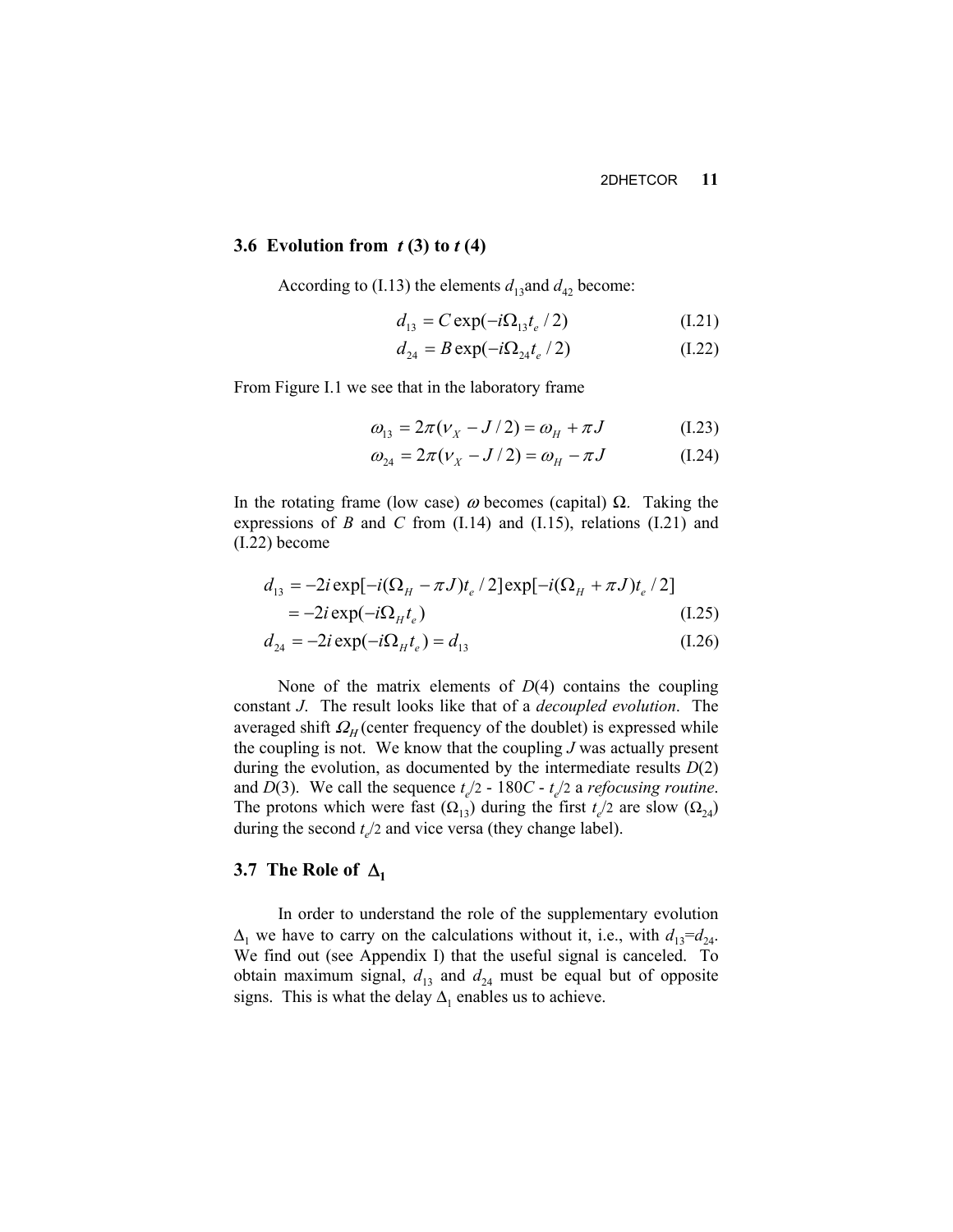## 3.6 Evolution from $t$ (3) to $t$ (4)

According to (I.13) the elements $d_{13}$and $d_{42}$ become:

$$d_{13} = C\exp(-i\Omega_{13}t_e/2) \tag{I.21}$$

$$d_{24} = B\exp(-i\Omega_{24}t_e/2) \tag{I.22}$$

From Figure I.1 we see that in the laboratory frame

$$\omega_{13} = 2\pi(\nu_X - J/2) = \omega_H + \pi J \tag{I.23}$$

$$\omega_{24} = 2\pi(\nu_X - J/2) = \omega_H - \pi J \tag{I.24}$$

In the rotating frame (low case) $\omega$ becomes (capital) $\Omega$. Taking the expressions of $B$ and $C$ from (I.14) and (I.15), relations (I.21) and (I.22) become

$$\begin{aligned} d_{13} &= -2i\exp[-i(\Omega_H - \pi J)t_e/2]\exp[-i(\Omega_H + \pi J)t_e/2] \\ &= -2i\exp(-i\Omega_H t_e) \end{aligned} \tag{I.25}$$

$$d_{24} = -2i\exp(-i\Omega_H t_e) = d_{13} \tag{I.26}$$

None of the matrix elements of $D(4)$ contains the coupling constant $J$. The result looks like that of a *decoupled evolution*. The averaged shift $\Omega_H$ (center frequency of the doublet) is expressed while the coupling is not. We know that the coupling $J$ was actually present during the evolution, as documented by the intermediate results $D(2)$ and $D(3)$. We call the sequence $t_e/2$ - 180$C$ - $t_e/2$ a *refocusing routine*. The protons which were fast ($\Omega_{13}$) during the first $t_e/2$ are slow ($\Omega_{24}$) during the second $t_e/2$ and vice versa (they change label).

## 3.7 The Role of $\Delta_1$

In order to understand the role of the supplementary evolution $\Delta_1$ we have to carry on the calculations without it, i.e., with $d_{13}$=$d_{24}$. We find out (see Appendix I) that the useful signal is canceled. To obtain maximum signal, $d_{13}$ and $d_{24}$ must be equal but of opposite signs. This is what the delay $\Delta_1$ enables us to achieve.